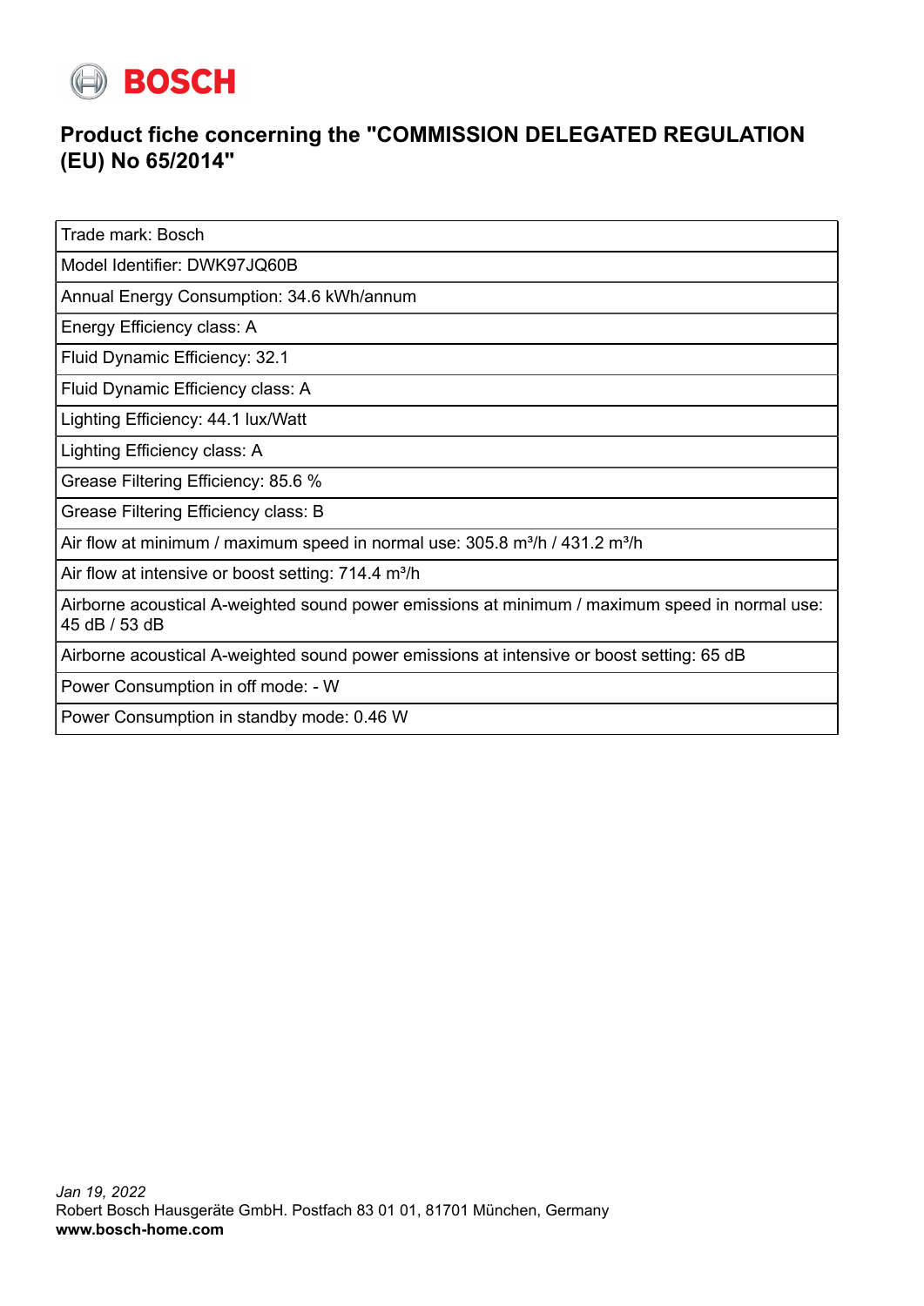BOSCH

# Product fiche concerning the "COMMISSION DELEGATED REGULATION (EU) No 65/2014"

| Trade mark: Bosch |
|---|
| Model Identifier: DWK97JQ60B |
| Annual Energy Consumption: 34.6 kWh/annum |
| Energy Efficiency class: A |
| Fluid Dynamic Efficiency: 32.1 |
| Fluid Dynamic Efficiency class: A |
| Lighting Efficiency: 44.1 lux/Watt |
| Lighting Efficiency class: A |
| Grease Filtering Efficiency: 85.6 % |
| Grease Filtering Efficiency class: B |
| Air flow at minimum / maximum speed in normal use: 305.8 m³/h / 431.2 m³/h |
| Air flow at intensive or boost setting: 714.4 m³/h |
| Airborne acoustical A-weighted sound power emissions at minimum / maximum speed in normal use: 45 dB / 53 dB |
| Airborne acoustical A-weighted sound power emissions at intensive or boost setting: 65 dB |
| Power Consumption in off mode: - W |
| Power Consumption in standby mode: 0.46 W |

*Jan 19, 2022*
Robert Bosch Hausgeräte GmbH. Postfach 83 01 01, 81701 München, Germany
**www.bosch-home.com**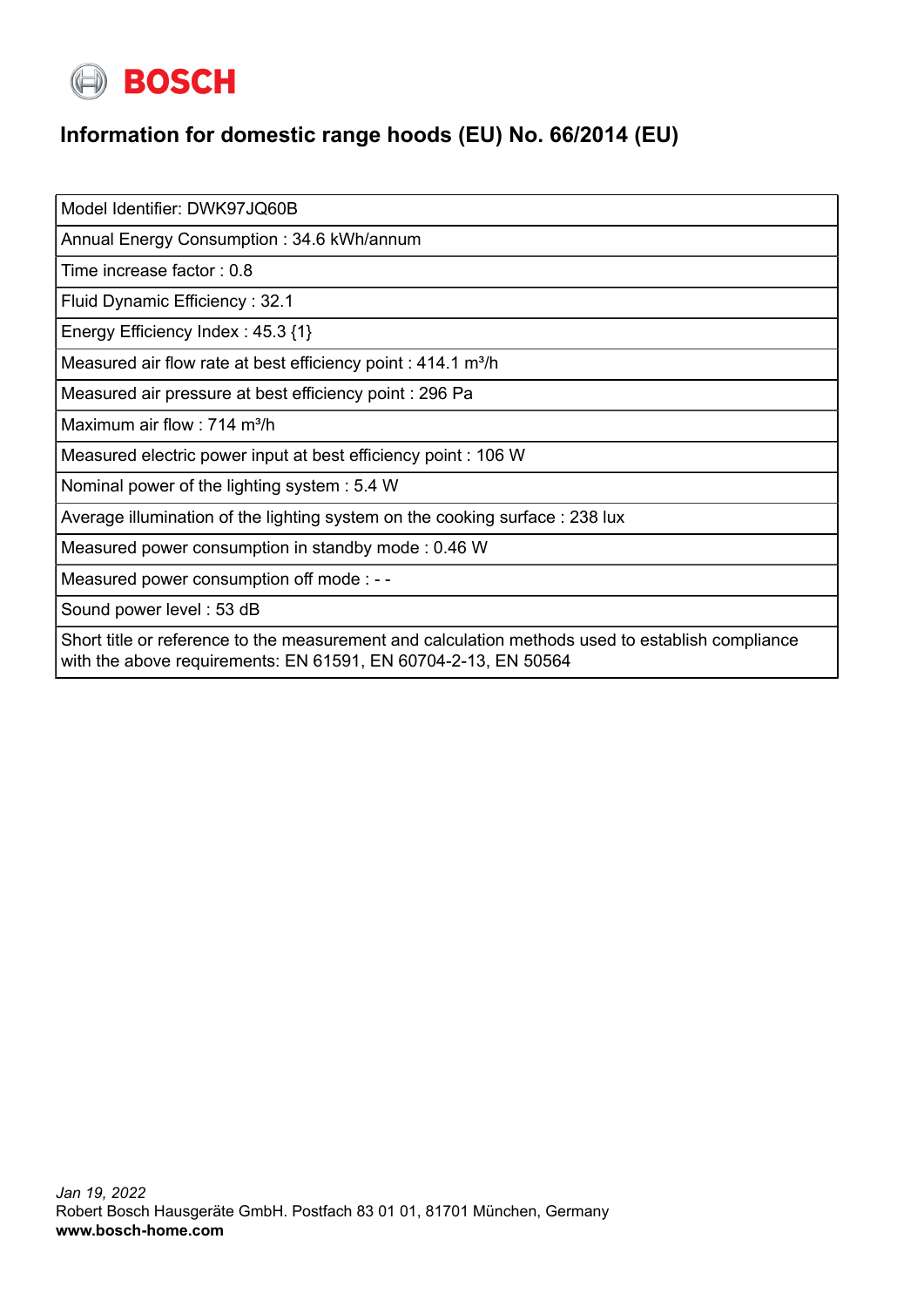BOSCH

## Information for domestic range hoods (EU) No. 66/2014 (EU)

| |
|---|
| Model Identifier: DWK97JQ60B |
| Annual Energy Consumption : 34.6 kWh/annum |
| Time increase factor : 0.8 |
| Fluid Dynamic Efficiency : 32.1 |
| Energy Efficiency Index : 45.3 {1} |
| Measured air flow rate at best efficiency point : 414.1 m³/h |
| Measured air pressure at best efficiency point : 296 Pa |
| Maximum air flow : 714 m³/h |
| Measured electric power input at best efficiency point : 106 W |
| Nominal power of the lighting system : 5.4 W |
| Average illumination of the lighting system on the cooking surface : 238 lux |
| Measured power consumption in standby mode : 0.46 W |
| Measured power consumption off mode : - - |
| Sound power level : 53 dB |
| Short title or reference to the measurement and calculation methods used to establish compliance with the above requirements: EN 61591, EN 60704-2-13, EN 50564 |

*Jan 19, 2022*
Robert Bosch Hausgeräte GmbH. Postfach 83 01 01, 81701 München, Germany
**www.bosch-home.com**